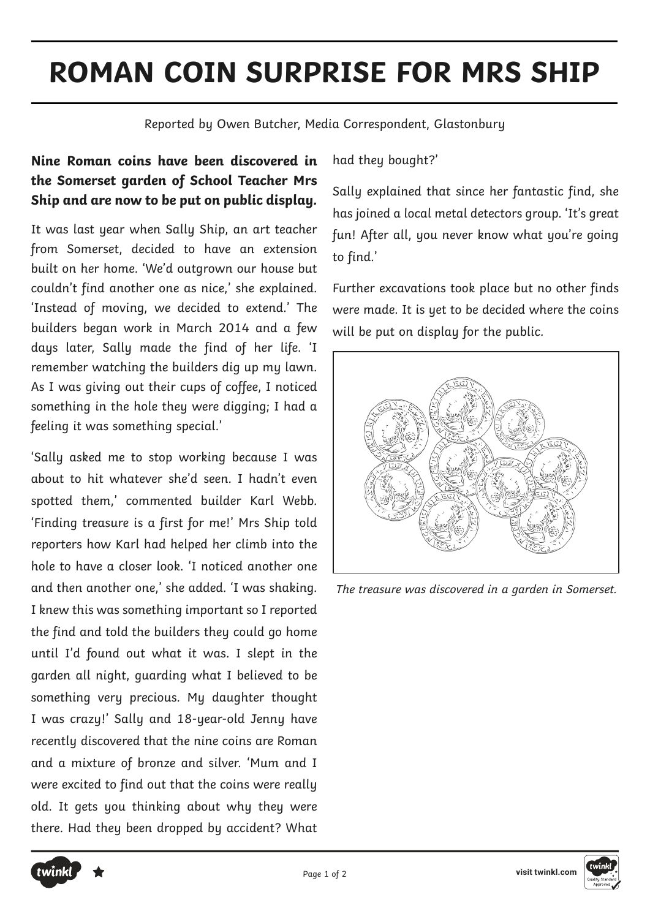# ROMAN COIN SURPRISE FOR MRS SHIP

Reported by Owen Butcher, Media Correspondent, Glastonbury

**Nine Roman coins have been discovered in the Somerset garden of School Teacher Mrs Ship and are now to be put on public display.**

It was last year when Sally Ship, an art teacher from Somerset, decided to have an extension built on her home. 'We'd outgrown our house but couldn't find another one as nice,' she explained. 'Instead of moving, we decided to extend.' The builders began work in March 2014 and a few days later, Sally made the find of her life. 'I remember watching the builders dig up my lawn. As I was giving out their cups of coffee, I noticed something in the hole they were digging; I had a feeling it was something special.'

'Sally asked me to stop working because I was about to hit whatever she'd seen. I hadn't even spotted them,' commented builder Karl Webb. 'Finding treasure is a first for me!' Mrs Ship told reporters how Karl had helped her climb into the hole to have a closer look. 'I noticed another one and then another one,' she added. 'I was shaking. I knew this was something important so I reported the find and told the builders they could go home until I'd found out what it was. I slept in the garden all night, guarding what I believed to be something very precious. My daughter thought I was crazy!' Sally and 18-year-old Jenny have recently discovered that the nine coins are Roman and a mixture of bronze and silver. 'Mum and I were excited to find out that the coins were really old. It gets you thinking about why they were there. Had they been dropped by accident? What had they bought?'

Sally explained that since her fantastic find, she has joined a local metal detectors group. 'It's great fun! After all, you never know what you're going to find.'

Further excavations took place but no other finds were made. It is yet to be decided where the coins will be put on display for the public.

*The treasure was discovered in a garden in Somerset.*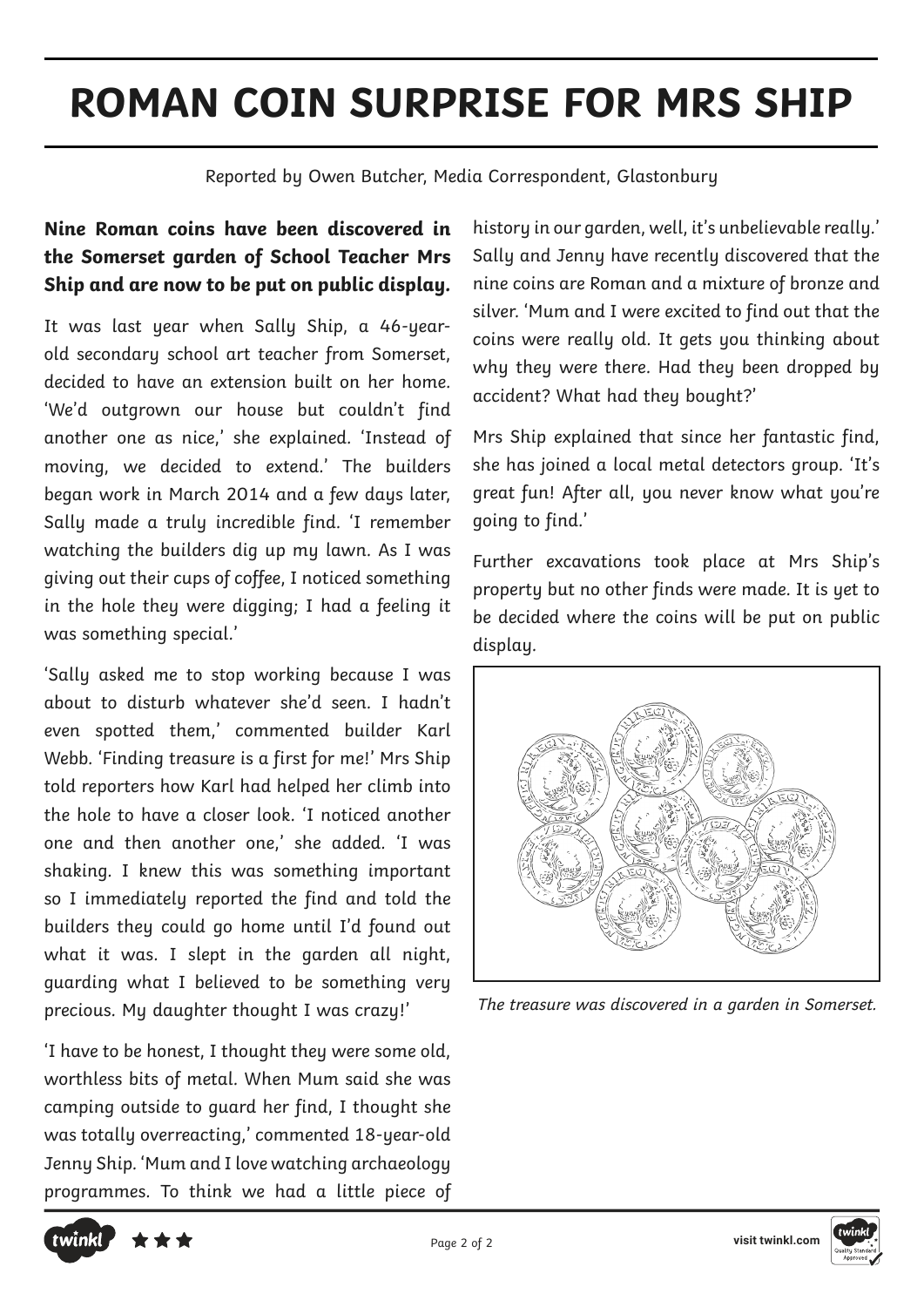# ROMAN COIN SURPRISE FOR MRS SHIP

Reported by Owen Butcher, Media Correspondent, Glastonbury

**Nine Roman coins have been discovered in the Somerset garden of School Teacher Mrs Ship and are now to be put on public display.**

It was last year when Sally Ship, a 46-year-old secondary school art teacher from Somerset, decided to have an extension built on her home. 'We'd outgrown our house but couldn't find another one as nice,' she explained. 'Instead of moving, we decided to extend.' The builders began work in March 2014 and a few days later, Sally made a truly incredible find. 'I remember watching the builders dig up my lawn. As I was giving out their cups of coffee, I noticed something in the hole they were digging; I had a feeling it was something special.'

'Sally asked me to stop working because I was about to disturb whatever she'd seen. I hadn't even spotted them,' commented builder Karl Webb. 'Finding treasure is a first for me!' Mrs Ship told reporters how Karl had helped her climb into the hole to have a closer look. 'I noticed another one and then another one,' she added. 'I was shaking. I knew this was something important so I immediately reported the find and told the builders they could go home until I'd found out what it was. I slept in the garden all night, guarding what I believed to be something very precious. My daughter thought I was crazy!'

'I have to be honest, I thought they were some old, worthless bits of metal. When Mum said she was camping outside to guard her find, I thought she was totally overreacting,' commented 18-year-old Jenny Ship. 'Mum and I love watching archaeology programmes. To think we had a little piece of history in our garden, well, it's unbelievable really.' Sally and Jenny have recently discovered that the nine coins are Roman and a mixture of bronze and silver. 'Mum and I were excited to find out that the coins were really old. It gets you thinking about why they were there. Had they been dropped by accident? What had they bought?'

Mrs Ship explained that since her fantastic find, she has joined a local metal detectors group. 'It's great fun! After all, you never know what you're going to find.'

Further excavations took place at Mrs Ship's property but no other finds were made. It is yet to be decided where the coins will be put on public display.

*The treasure was discovered in a garden in Somerset.*